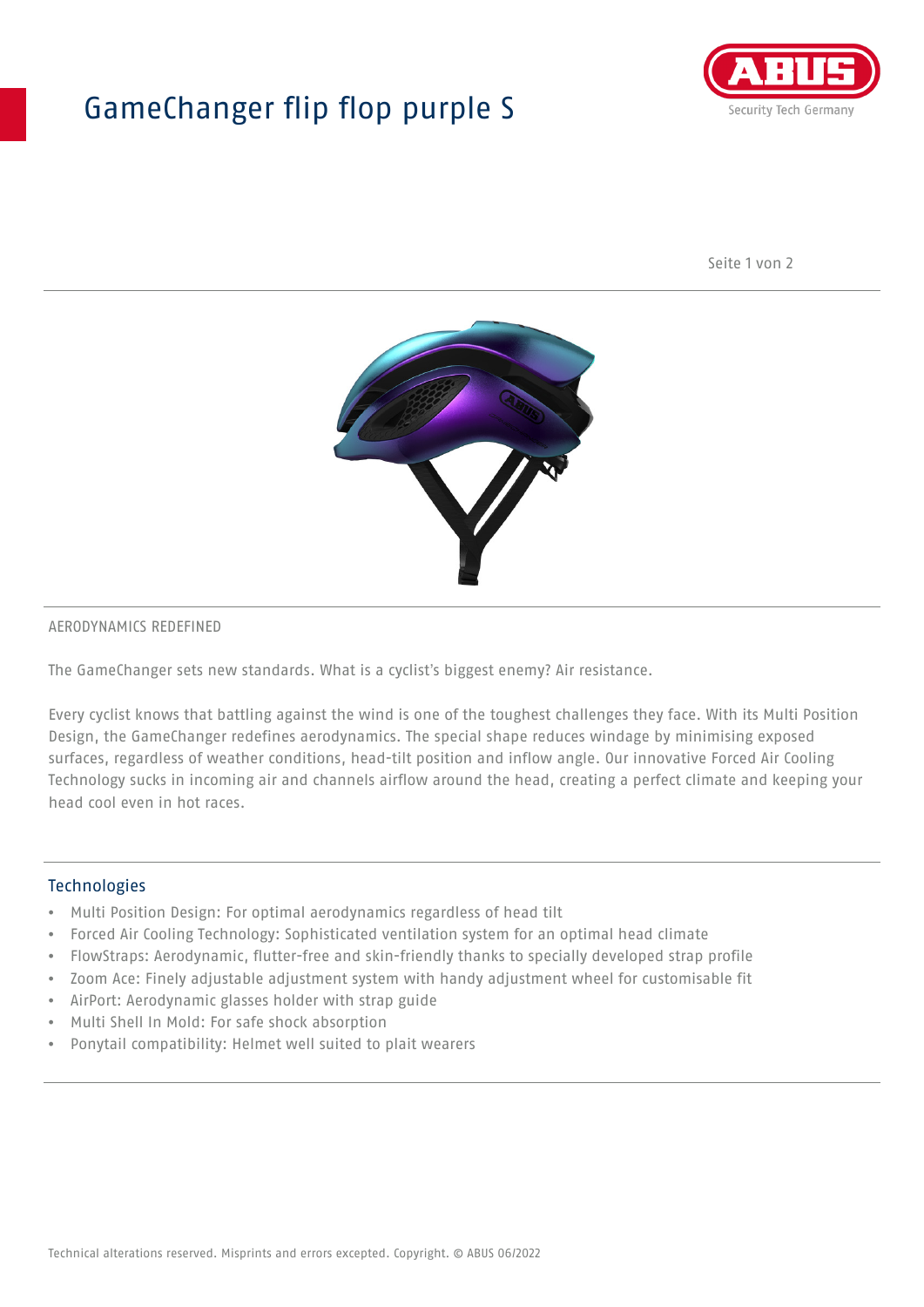# GameChanger flip flop purple S

AERODYNAMICS REDEFINED

The GameChanger sets new standards. What is a cyclist's biggest enemy? Air resistance.

Every cyclist knows that battling against the wind is one of the toughest challenges they face. With its Multi Position Design, the GameChanger redefines aerodynamics. The special shape reduces windage by minimising exposed surfaces, regardless of weather conditions, head-tilt position and inflow angle. Our innovative Forced Air Cooling Technology sucks in incoming air and channels airflow around the head, creating a perfect climate and keeping your head cool even in hot races.

## Technologies

- Multi Position Design: For optimal aerodynamics regardless of head tilt
- Forced Air Cooling Technology: Sophisticated ventilation system for an optimal head climate
- FlowStraps: Aerodynamic, flutter-free and skin-friendly thanks to specially developed strap profile
- Zoom Ace: Finely adjustable adjustment system with handy adjustment wheel for customisable fit
- AirPort: Aerodynamic glasses holder with strap guide
- Multi Shell In Mold: For safe shock absorption
- Ponytail compatibility: Helmet well suited to plait wearers

Technical alterations reserved. Misprints and errors excepted. Copyright. © ABUS 06/2022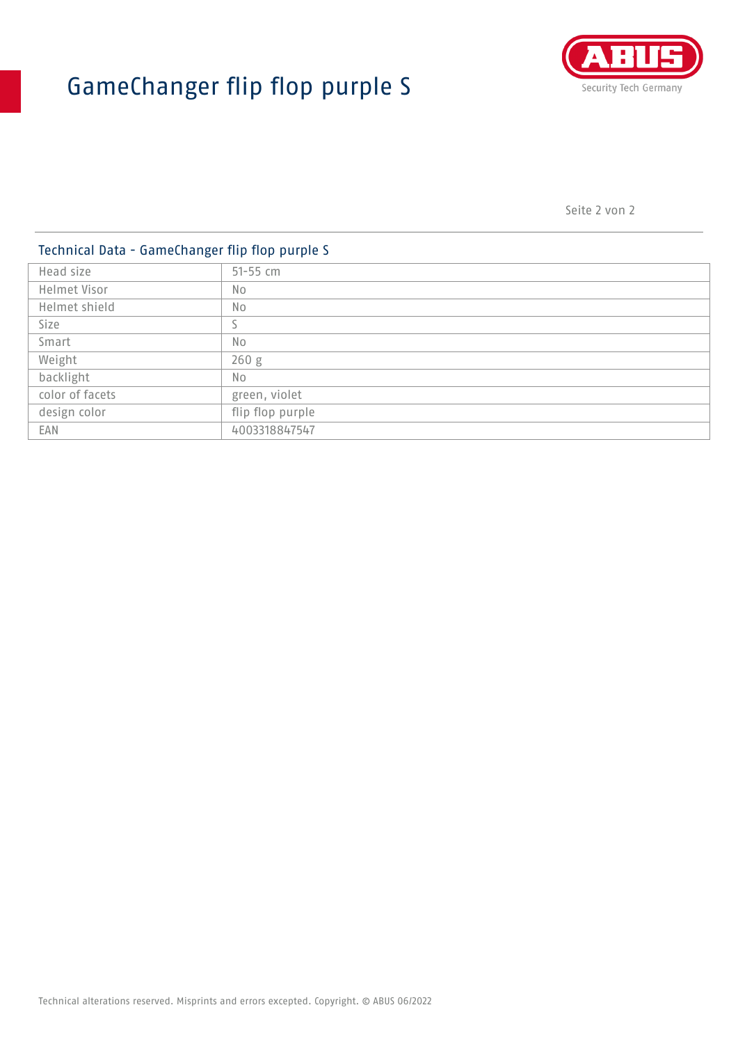# GameChanger flip flop purple S

## Technical Data - GameChanger flip flop purple S

| | |
|---|---|
| Head size | 51-55 cm |
| Helmet Visor | No |
| Helmet shield | No |
| Size | S |
| Smart | No |
| Weight | 260 g |
| backlight | No |
| color of facets | green, violet |
| design color | flip flop purple |
| EAN | 4003318847547 |

Technical alterations reserved. Misprints and errors excepted. Copyright. © ABUS 06/2022